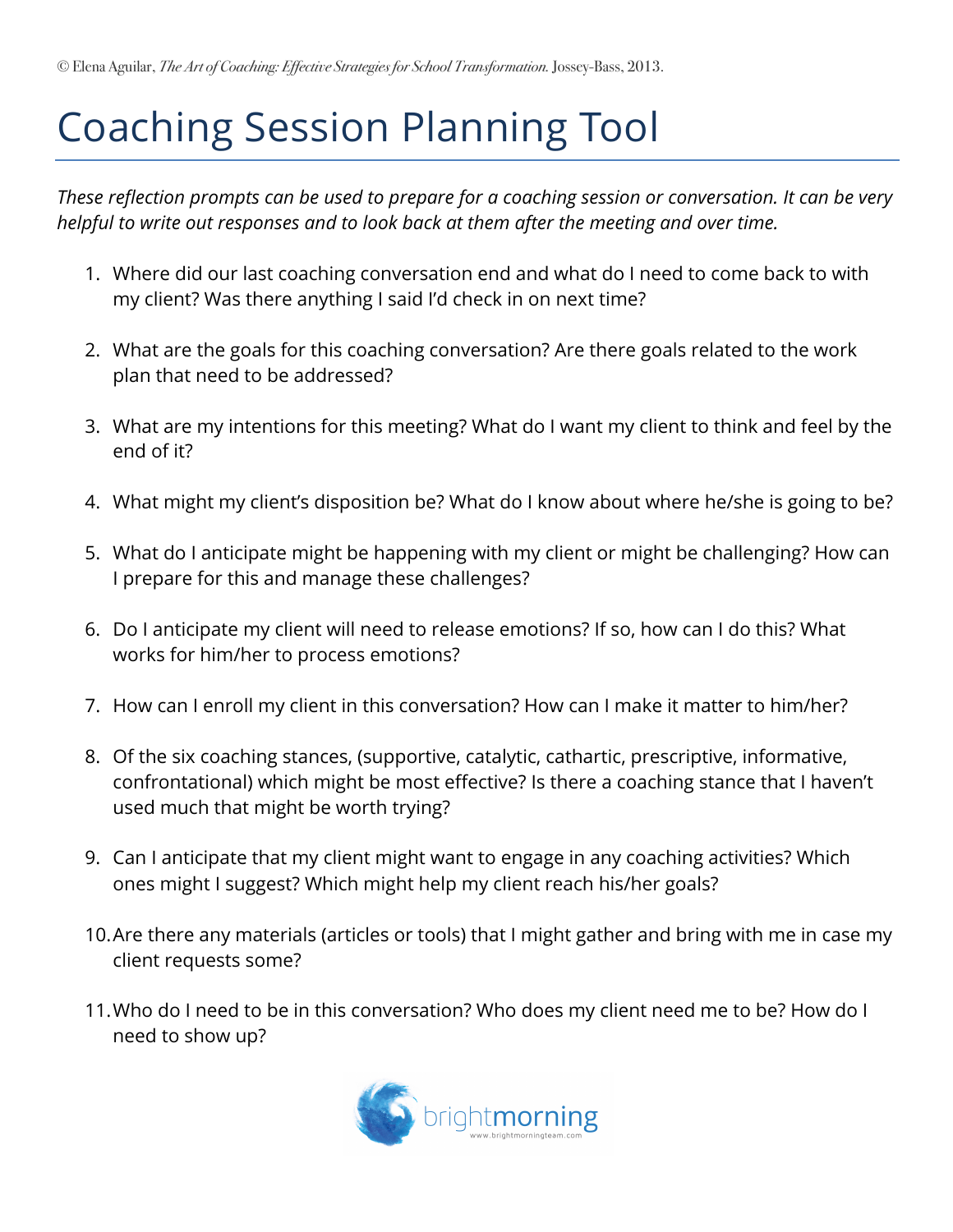© Elena Aguilar, *The Art of Coaching: Effective Strategies for School Transformation.* Jossey-Bass, 2013.

# Coaching Session Planning Tool

*These reflection prompts can be used to prepare for a coaching session or conversation. It can be very helpful to write out responses and to look back at them after the meeting and over time.*

1. Where did our last coaching conversation end and what do I need to come back to with my client? Was there anything I said I'd check in on next time?

2. What are the goals for this coaching conversation? Are there goals related to the work plan that need to be addressed?

3. What are my intentions for this meeting? What do I want my client to think and feel by the end of it?

4. What might my client's disposition be? What do I know about where he/she is going to be?

5. What do I anticipate might be happening with my client or might be challenging? How can I prepare for this and manage these challenges?

6. Do I anticipate my client will need to release emotions? If so, how can I do this? What works for him/her to process emotions?

7. How can I enroll my client in this conversation? How can I make it matter to him/her?

8. Of the six coaching stances, (supportive, catalytic, cathartic, prescriptive, informative, confrontational) which might be most effective? Is there a coaching stance that I haven't used much that might be worth trying?

9. Can I anticipate that my client might want to engage in any coaching activities? Which ones might I suggest? Which might help my client reach his/her goals?

10. Are there any materials (articles or tools) that I might gather and bring with me in case my client requests some?

11. Who do I need to be in this conversation? Who does my client need me to be? How do I need to show up?

brightmorning
www.brightmorningteam.com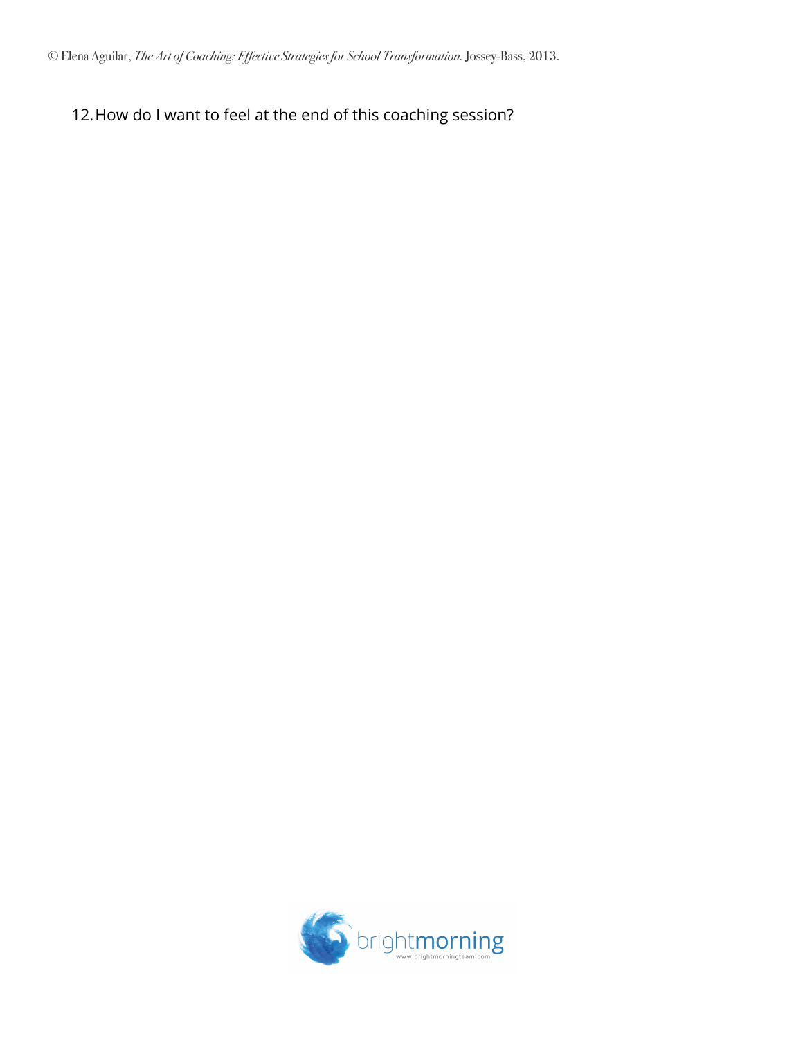12. How do I want to feel at the end of this coaching session?